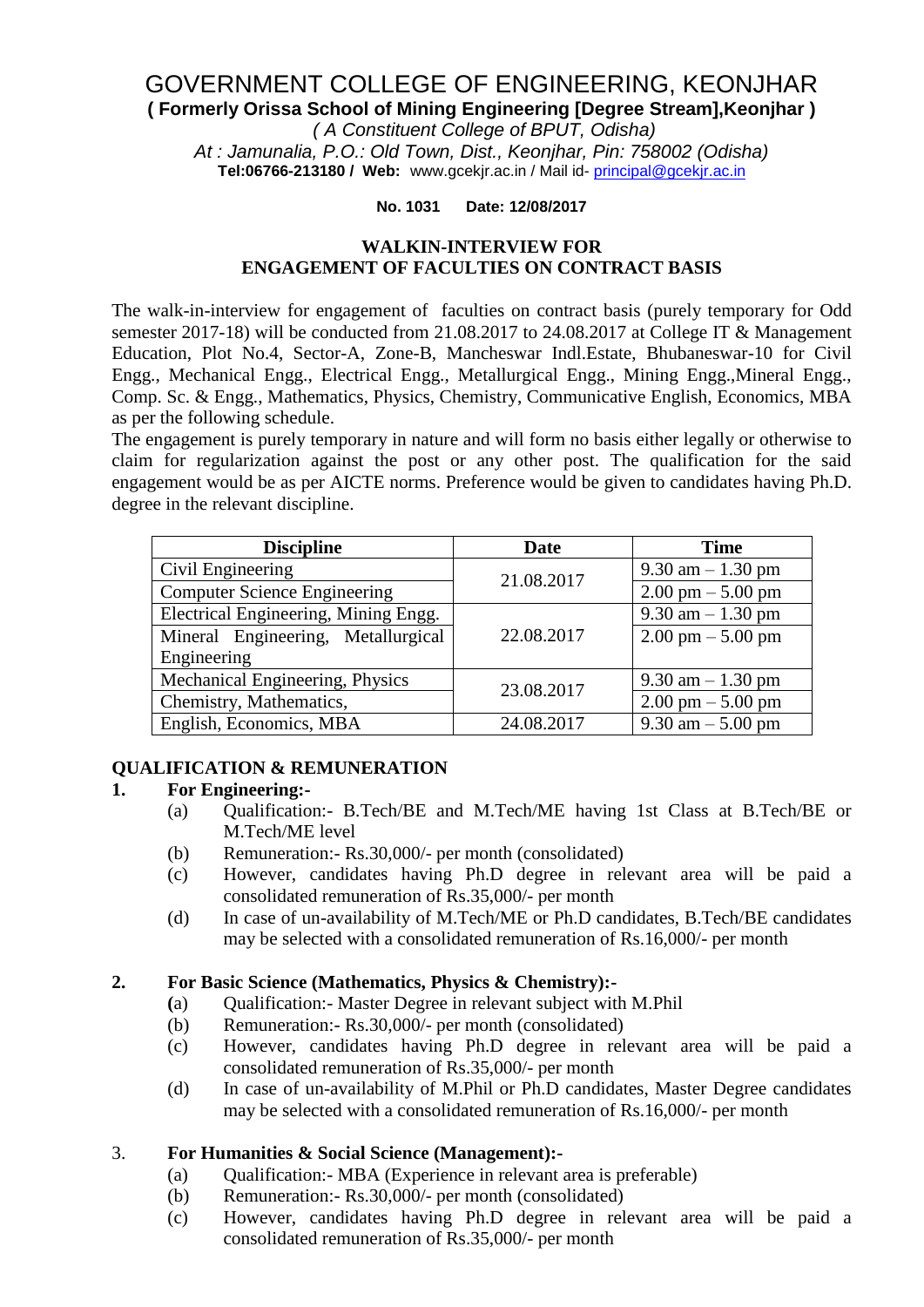# GOVERNMENT COLLEGE OF ENGINEERING, KEONJHAR

**( Formerly Orissa School of Mining Engineering [Degree Stream],Keonjhar )**

*( A Constituent College of BPUT, Odisha)*

*At : Jamunalia, P.O.: Old Town, Dist., Keonjhar, Pin: 758002 (Odisha)*

**Tel:06766-213180 / Web:** www.gcekjr.ac.in / Mail id- principal@gcekjr.ac.in

**No. 1031 Date: 12/08/2017**

## WALKIN-INTERVIEW FOR ENGAGEMENT OF FACULTIES ON CONTRACT BASIS

The walk-in-interview for engagement of faculties on contract basis (purely temporary for Odd semester 2017-18) will be conducted from 21.08.2017 to 24.08.2017 at College IT & Management Education, Plot No.4, Sector-A, Zone-B, Mancheswar Indl.Estate, Bhubaneswar-10 for Civil Engg., Mechanical Engg., Electrical Engg., Metallurgical Engg., Mining Engg.,Mineral Engg., Comp. Sc. & Engg., Mathematics, Physics, Chemistry, Communicative English, Economics, MBA as per the following schedule.

The engagement is purely temporary in nature and will form no basis either legally or otherwise to claim for regularization against the post or any other post. The qualification for the said engagement would be as per AICTE norms. Preference would be given to candidates having Ph.D. degree in the relevant discipline.

| Discipline | Date | Time |
|---|---|---|
| Civil Engineering | 21.08.2017 | 9.30 am – 1.30 pm |
| Computer Science Engineering | | 2.00 pm – 5.00 pm |
| Electrical Engineering, Mining Engg. | 22.08.2017 | 9.30 am – 1.30 pm |
| Mineral Engineering, Metallurgical Engineering | | 2.00 pm – 5.00 pm |
| Mechanical Engineering, Physics | 23.08.2017 | 9.30 am – 1.30 pm |
| Chemistry, Mathematics, | | 2.00 pm – 5.00 pm |
| English, Economics, MBA | 24.08.2017 | 9.30 am – 5.00 pm |

### QUALIFICATION & REMUNERATION

**1. For Engineering:-**

(a) Qualification:- B.Tech/BE and M.Tech/ME having 1st Class at B.Tech/BE or M.Tech/ME level

(b) Remuneration:- Rs.30,000/- per month (consolidated)

(c) However, candidates having Ph.D degree in relevant area will be paid a consolidated remuneration of Rs.35,000/- per month

(d) In case of un-availability of M.Tech/ME or Ph.D candidates, B.Tech/BE candidates may be selected with a consolidated remuneration of Rs.16,000/- per month

**2. For Basic Science (Mathematics, Physics & Chemistry):-**

(a) Qualification:- Master Degree in relevant subject with M.Phil

(b) Remuneration:- Rs.30,000/- per month (consolidated)

(c) However, candidates having Ph.D degree in relevant area will be paid a consolidated remuneration of Rs.35,000/- per month

(d) In case of un-availability of M.Phil or Ph.D candidates, Master Degree candidates may be selected with a consolidated remuneration of Rs.16,000/- per month

3. **For Humanities & Social Science (Management):-**

(a) Qualification:- MBA (Experience in relevant area is preferable)

(b) Remuneration:- Rs.30,000/- per month (consolidated)

(c) However, candidates having Ph.D degree in relevant area will be paid a consolidated remuneration of Rs.35,000/- per month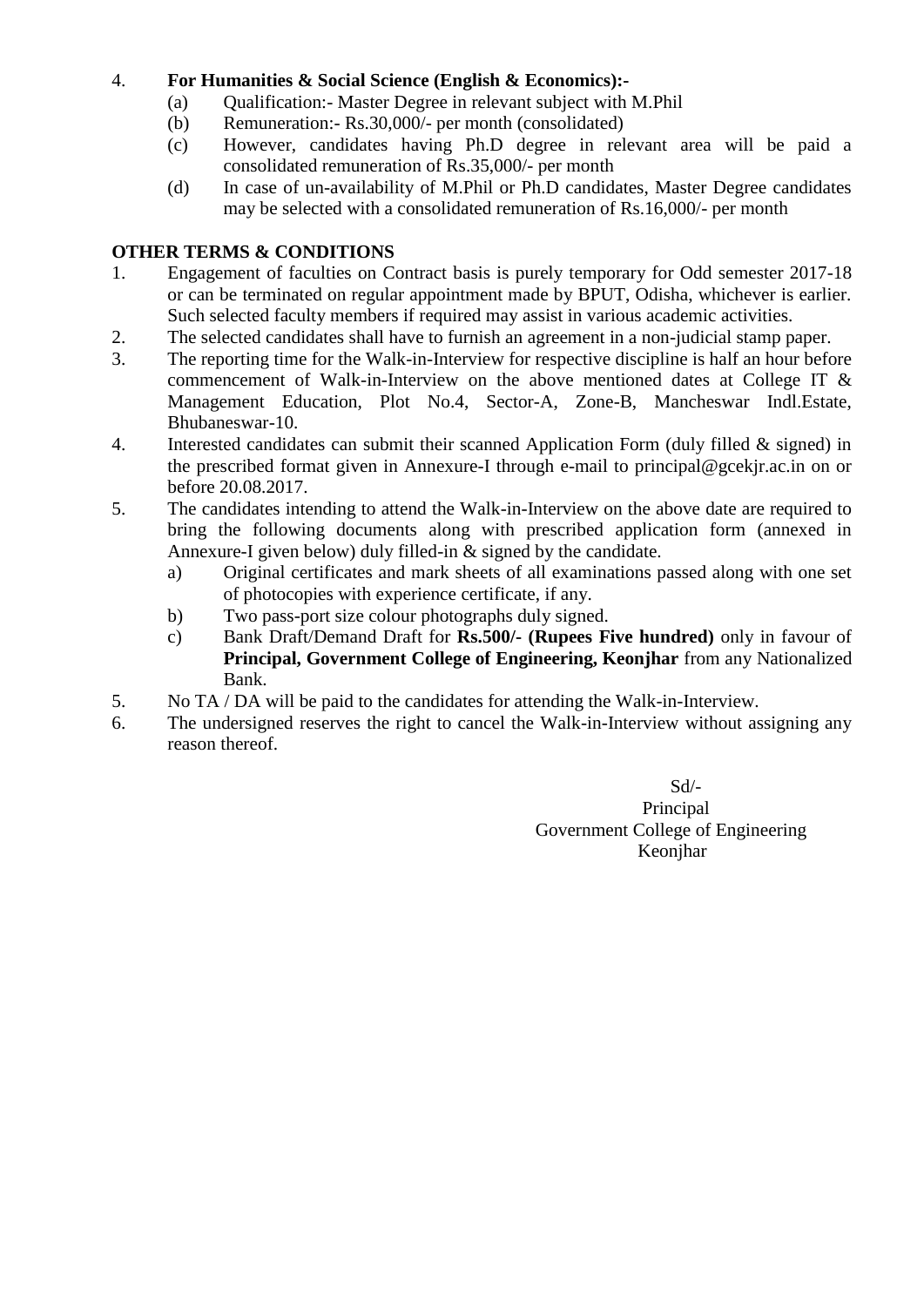4. **For Humanities & Social Science (English & Economics):-**
    (a) Qualification:- Master Degree in relevant subject with M.Phil
    (b) Remuneration:- Rs.30,000/- per month (consolidated)
    (c) However, candidates having Ph.D degree in relevant area will be paid a consolidated remuneration of Rs.35,000/- per month
    (d) In case of un-availability of M.Phil or Ph.D candidates, Master Degree candidates may be selected with a consolidated remuneration of Rs.16,000/- per month

**OTHER TERMS & CONDITIONS**

1. Engagement of faculties on Contract basis is purely temporary for Odd semester 2017-18 or can be terminated on regular appointment made by BPUT, Odisha, whichever is earlier. Such selected faculty members if required may assist in various academic activities.
2. The selected candidates shall have to furnish an agreement in a non-judicial stamp paper.
3. The reporting time for the Walk-in-Interview for respective discipline is half an hour before commencement of Walk-in-Interview on the above mentioned dates at College IT & Management Education, Plot No.4, Sector-A, Zone-B, Mancheswar Indl.Estate, Bhubaneswar-10.
4. Interested candidates can submit their scanned Application Form (duly filled & signed) in the prescribed format given in Annexure-I through e-mail to principal@gcekjr.ac.in on or before 20.08.2017.
5. The candidates intending to attend the Walk-in-Interview on the above date are required to bring the following documents along with prescribed application form (annexed in Annexure-I given below) duly filled-in & signed by the candidate.
    a) Original certificates and mark sheets of all examinations passed along with one set of photocopies with experience certificate, if any.
    b) Two pass-port size colour photographs duly signed.
    c) Bank Draft/Demand Draft for **Rs.500/- (Rupees Five hundred)** only in favour of **Principal, Government College of Engineering, Keonjhar** from any Nationalized Bank.
5. No TA / DA will be paid to the candidates for attending the Walk-in-Interview.
6. The undersigned reserves the right to cancel the Walk-in-Interview without assigning any reason thereof.

Sd/-
Principal
Government College of Engineering
Keonjhar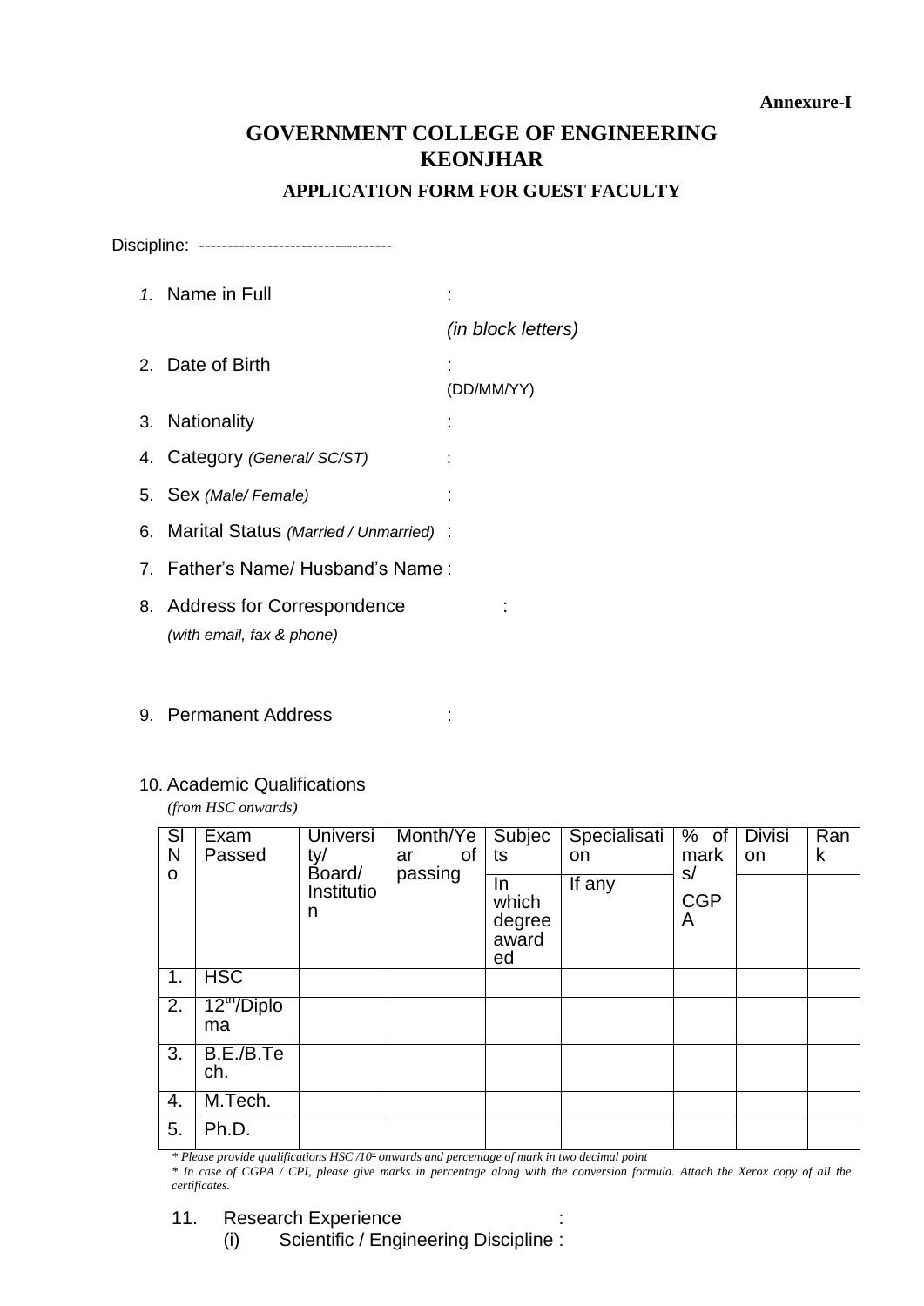**Annexure-I**

# GOVERNMENT COLLEGE OF ENGINEERING KEONJHAR

## APPLICATION FORM FOR GUEST FACULTY

Discipline: ---------------------------------

1. Name in Full : *(in block letters)*
2. Date of Birth : (DD/MM/YY)
3. Nationality :
4. Category *(General/ SC/ST)* :
5. Sex *(Male/ Female)* :
6. Marital Status *(Married / Unmarried)* :
7. Father's Name/ Husband's Name :
8. Address for Correspondence : *(with email, fax & phone)*
9. Permanent Address :
10. Academic Qualifications *(from HSC onwards)*

| Sl No | Exam Passed | University/ Board/ Institution | Month/Year of passing | Subjects | Specialisation | % of marks/ CGPA | Division | Rank |
|---|---|---|---|---|---|---|---|---|
| | | | | In which degree awarded | If any | | | |
| 1. | HSC | | | | | | | |
| 2. | 12th/Diploma | | | | | | | |
| 3. | B.E./B.Tech. | | | | | | | |
| 4. | M.Tech. | | | | | | | |
| 5. | Ph.D. | | | | | | | |

*\* Please provide qualifications HSC /10th onwards and percentage of mark in two decimal point*

*\* In case of CGPA / CPI, please give marks in percentage along with the conversion formula. Attach the Xerox copy of all the certificates.*

11. Research Experience :
    (i) Scientific / Engineering Discipline :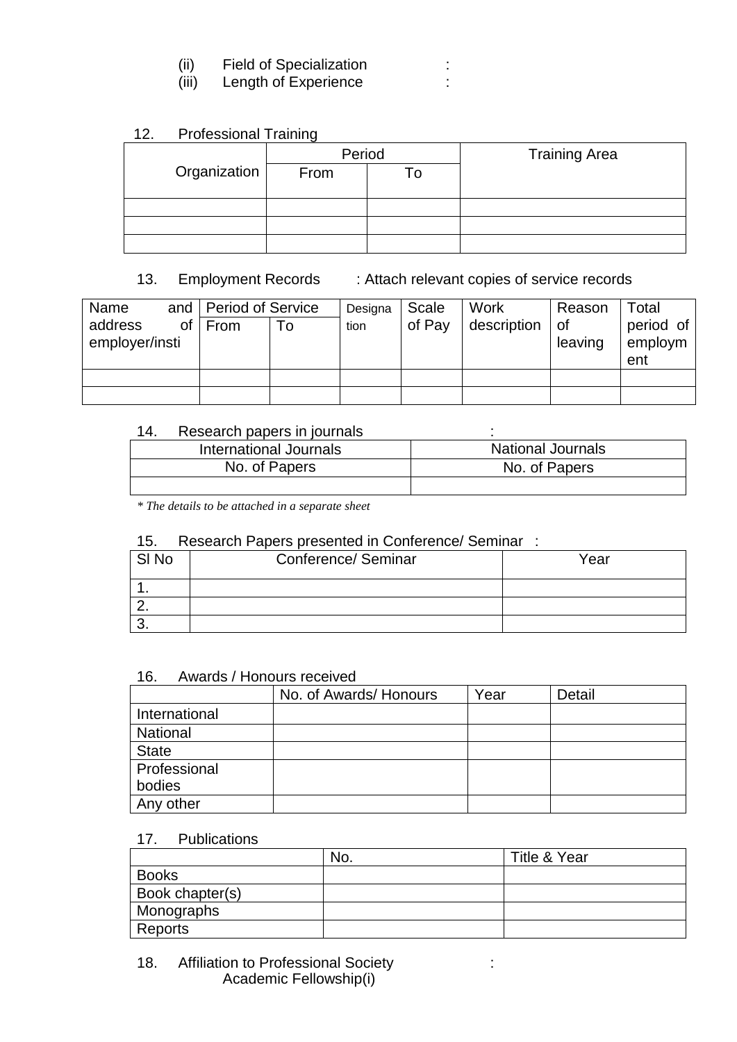(ii) Field of Specialization :
(iii) Length of Experience :

12. Professional Training

| Organization | Period | | Training Area |
|---|---|---|---|
| | From | To | |
| | | | |
| | | | |
| | | | |

13. Employment Records : Attach relevant copies of service records

| Name and address of employer/insti | Period of Service | | Designation | Scale of Pay | Work description | Reason of leaving | Total period of employment |
|---|---|---|---|---|---|---|---|
| | From | To | | | | | |
| | | | | | | | |
| | | | | | | | |

14. Research papers in journals :

| International Journals | National Journals |
|---|---|
| No. of Papers | No. of Papers |
| | |

*\* The details to be attached in a separate sheet*

15. Research Papers presented in Conference/ Seminar :

| Sl No | Conference/ Seminar | Year |
|---|---|---|
| 1. | | |
| 2. | | |
| 3. | | |

16. Awards / Honours received

| | No. of Awards/ Honours | Year | Detail |
|---|---|---|---|
| International | | | |
| National | | | |
| State | | | |
| Professional bodies | | | |
| Any other | | | |

17. Publications

| | No. | Title & Year |
|---|---|---|
| Books | | |
| Book chapter(s) | | |
| Monographs | | |
| Reports | | |

18. Affiliation to Professional Society :
Academic Fellowship(i)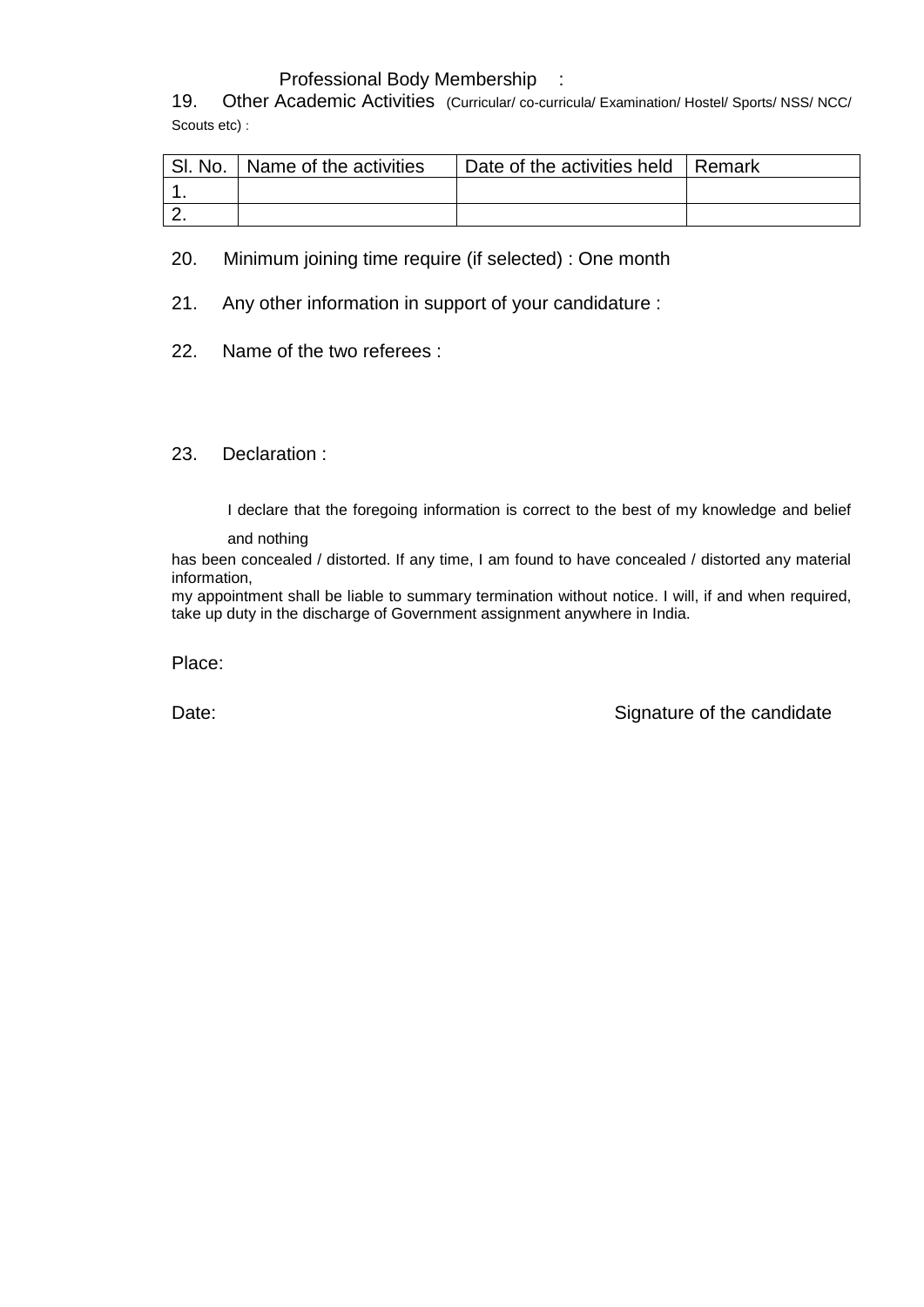Professional Body Membership :

19. Other Academic Activities (Curricular/ co-curricula/ Examination/ Hostel/ Sports/ NSS/ NCC/ Scouts etc) :

| Sl. No. | Name of the activities | Date of the activities held | Remark |
|---|---|---|---|
| 1. | | | |
| 2. | | | |

20. Minimum joining time require (if selected) : One month

21. Any other information in support of your candidature :

22. Name of the two referees :

23. Declaration :

I declare that the foregoing information is correct to the best of my knowledge and belief and nothing has been concealed / distorted. If any time, I am found to have concealed / distorted any material information, my appointment shall be liable to summary termination without notice. I will, if and when required, take up duty in the discharge of Government assignment anywhere in India.

Place:

Date: Signature of the candidate